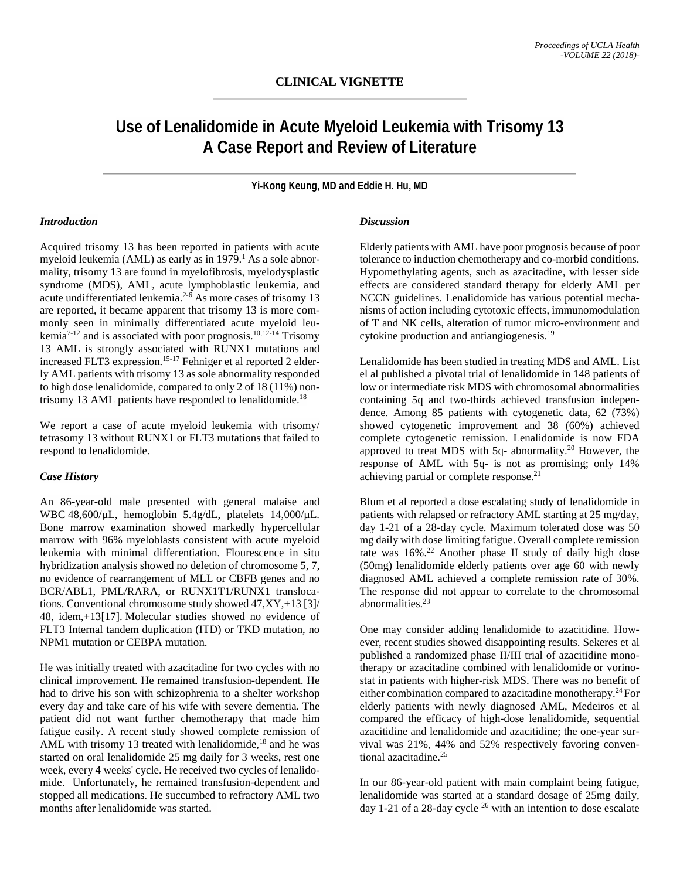**CLINICAL VIGNETTE**

# Use of Lenalidomide in Acute Myeloid Leukemia with Trisomy 13 A Case Report and Review of Literature

**Yi-Kong Keung, MD and Eddie H. Hu, MD**

### *Introduction*

Acquired trisomy 13 has been reported in patients with acute myeloid leukemia (AML) as early as in 1979.[1] As a sole abnormality, trisomy 13 are found in myelofibrosis, myelodysplastic syndrome (MDS), AML, acute lymphoblastic leukemia, and acute undifferentiated leukemia.[2-6] As more cases of trisomy 13 are reported, it became apparent that trisomy 13 is more commonly seen in minimally differentiated acute myeloid leukemia[7-12] and is associated with poor prognosis.[10,12-14] Trisomy 13 AML is strongly associated with RUNX1 mutations and increased FLT3 expression.[15-17] Fehniger et al reported 2 elderly AML patients with trisomy 13 as sole abnormality responded to high dose lenalidomide, compared to only 2 of 18 (11%) non-trisomy 13 AML patients have responded to lenalidomide.[18]

We report a case of acute myeloid leukemia with trisomy/ tetrasomy 13 without RUNX1 or FLT3 mutations that failed to respond to lenalidomide.

### *Case History*

An 86-year-old male presented with general malaise and WBC 48,600/µL, hemoglobin 5.4g/dL, platelets 14,000/µL. Bone marrow examination showed markedly hypercellular marrow with 96% myeloblasts consistent with acute myeloid leukemia with minimal differentiation. Flourescence in situ hybridization analysis showed no deletion of chromosome 5, 7, no evidence of rearrangement of MLL or CBFB genes and no BCR/ABL1, PML/RARA, or RUNX1T1/RUNX1 translocations. Conventional chromosome study showed 47,XY,+13 [3]/ 48, idem,+13[17]. Molecular studies showed no evidence of FLT3 Internal tandem duplication (ITD) or TKD mutation, no NPM1 mutation or CEBPA mutation.

He was initially treated with azacitadine for two cycles with no clinical improvement. He remained transfusion-dependent. He had to drive his son with schizophrenia to a shelter workshop every day and take care of his wife with severe dementia. The patient did not want further chemotherapy that made him fatigue easily. A recent study showed complete remission of AML with trisomy 13 treated with lenalidomide,[18] and he was started on oral lenalidomide 25 mg daily for 3 weeks, rest one week, every 4 weeks' cycle. He received two cycles of lenalidomide. Unfortunately, he remained transfusion-dependent and stopped all medications. He succumbed to refractory AML two months after lenalidomide was started.

### *Discussion*

Elderly patients with AML have poor prognosis because of poor tolerance to induction chemotherapy and co-morbid conditions. Hypomethylating agents, such as azacitadine, with lesser side effects are considered standard therapy for elderly AML per NCCN guidelines. Lenalidomide has various potential mechanisms of action including cytotoxic effects, immunomodulation of T and NK cells, alteration of tumor micro-environment and cytokine production and antiangiogenesis.[19]

Lenalidomide has been studied in treating MDS and AML. List el al published a pivotal trial of lenalidomide in 148 patients of low or intermediate risk MDS with chromosomal abnormalities containing 5q and two-thirds achieved transfusion independence. Among 85 patients with cytogenetic data, 62 (73%) showed cytogenetic improvement and 38 (60%) achieved complete cytogenetic remission. Lenalidomide is now FDA approved to treat MDS with 5q- abnormality.[20] However, the response of AML with 5q- is not as promising; only 14% achieving partial or complete response.[21]

Blum et al reported a dose escalating study of lenalidomide in patients with relapsed or refractory AML starting at 25 mg/day, day 1-21 of a 28-day cycle. Maximum tolerated dose was 50 mg daily with dose limiting fatigue. Overall complete remission rate was 16%.[22] Another phase II study of daily high dose (50mg) lenalidomide elderly patients over age 60 with newly diagnosed AML achieved a complete remission rate of 30%. The response did not appear to correlate to the chromosomal abnormalities.[23]

One may consider adding lenalidomide to azacitidine. However, recent studies showed disappointing results. Sekeres et al published a randomized phase II/III trial of azacitidine monotherapy or azacitadine combined with lenalidomide or vorinostat in patients with higher-risk MDS. There was no benefit of either combination compared to azacitadine monotherapy.[24] For elderly patients with newly diagnosed AML, Medeiros et al compared the efficacy of high-dose lenalidomide, sequential azacitidine and lenalidomide and azacitidine; the one-year survival was 21%, 44% and 52% respectively favoring conventional azacitadine.[25]

In our 86-year-old patient with main complaint being fatigue, lenalidomide was started at a standard dosage of 25mg daily, day 1-21 of a 28-day cycle [26] with an intention to dose escalate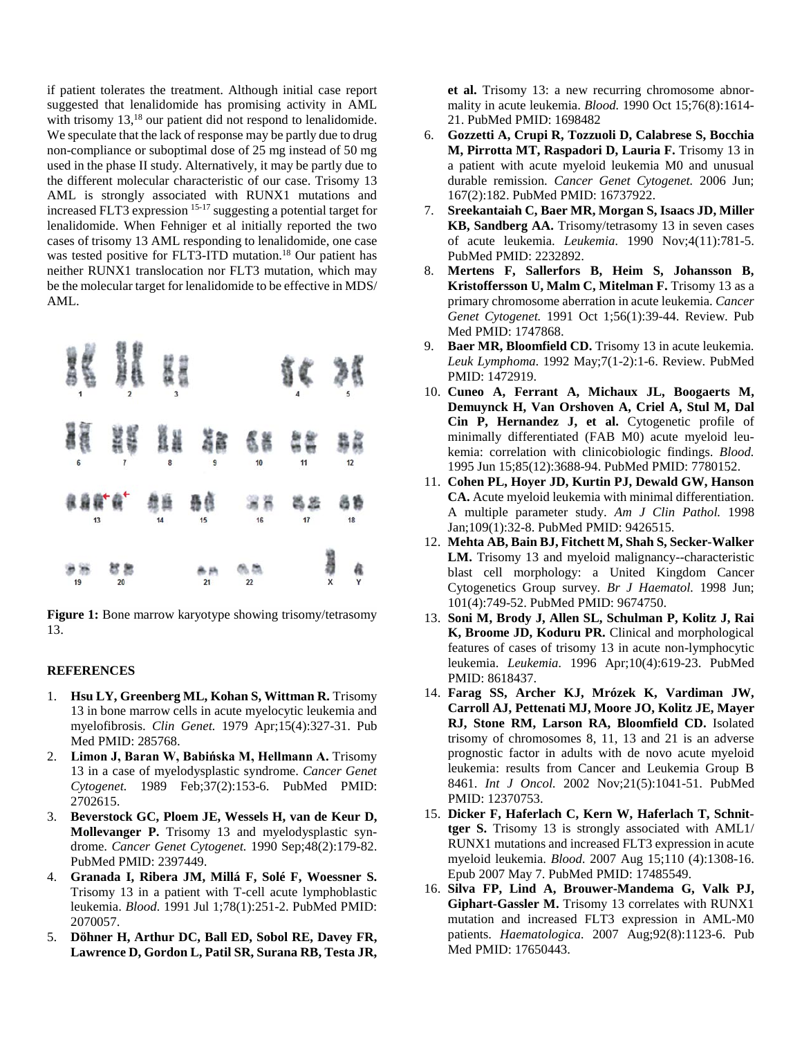if patient tolerates the treatment. Although initial case report suggested that lenalidomide has promising activity in AML with trisomy 13,[18] our patient did not respond to lenalidomide. We speculate that the lack of response may be partly due to drug non-compliance or suboptimal dose of 25 mg instead of 50 mg used in the phase II study. Alternatively, it may be partly due to the different molecular characteristic of our case. Trisomy 13 AML is strongly associated with RUNX1 mutations and increased FLT3 expression [15-17] suggesting a potential target for lenalidomide. When Fehniger et al initially reported the two cases of trisomy 13 AML responding to lenalidomide, one case was tested positive for FLT3-ITD mutation.[18] Our patient has neither RUNX1 translocation nor FLT3 mutation, which may be the molecular target for lenalidomide to be effective in MDS/AML.

**Figure 1:** Bone marrow karyotype showing trisomy/tetrasomy 13.

## REFERENCES

1. **Hsu LY, Greenberg ML, Kohan S, Wittman R.** Trisomy 13 in bone marrow cells in acute myelocytic leukemia and myelofibrosis. *Clin Genet.* 1979 Apr;15(4):327-31. Pub Med PMID: 285768.
2. **Limon J, Baran W, Babińska M, Hellmann A.** Trisomy 13 in a case of myelodysplastic syndrome. *Cancer Genet Cytogenet.* 1989 Feb;37(2):153-6. PubMed PMID: 2702615.
3. **Beverstock GC, Ploem JE, Wessels H, van de Keur D, Mollevanger P.** Trisomy 13 and myelodysplastic syndrome. *Cancer Genet Cytogenet.* 1990 Sep;48(2):179-82. PubMed PMID: 2397449.
4. **Granada I, Ribera JM, Millá F, Solé F, Woessner S.** Trisomy 13 in a patient with T-cell acute lymphoblastic leukemia. *Blood.* 1991 Jul 1;78(1):251-2. PubMed PMID: 2070057.
5. **Döhner H, Arthur DC, Ball ED, Sobol RE, Davey FR, Lawrence D, Gordon L, Patil SR, Surana RB, Testa JR, et al.** Trisomy 13: a new recurring chromosome abnormality in acute leukemia. *Blood.* 1990 Oct 15;76(8):1614-21. PubMed PMID: 1698482
6. **Gozzetti A, Crupi R, Tozzuoli D, Calabrese S, Bocchia M, Pirrotta MT, Raspadori D, Lauria F.** Trisomy 13 in a patient with acute myeloid leukemia M0 and unusual durable remission. *Cancer Genet Cytogenet.* 2006 Jun; 167(2):182. PubMed PMID: 16737922.
7. **Sreekantaiah C, Baer MR, Morgan S, Isaacs JD, Miller KB, Sandberg AA.** Trisomy/tetrasomy 13 in seven cases of acute leukemia. *Leukemia.* 1990 Nov;4(11):781-5. PubMed PMID: 2232892.
8. **Mertens F, Sallerfors B, Heim S, Johansson B, Kristoffersson U, Malm C, Mitelman F.** Trisomy 13 as a primary chromosome aberration in acute leukemia. *Cancer Genet Cytogenet.* 1991 Oct 1;56(1):39-44. Review. Pub Med PMID: 1747868.
9. **Baer MR, Bloomfield CD.** Trisomy 13 in acute leukemia. *Leuk Lymphoma.* 1992 May;7(1-2):1-6. Review. PubMed PMID: 1472919.
10. **Cuneo A, Ferrant A, Michaux JL, Boogaerts M, Demuynck H, Van Orshoven A, Criel A, Stul M, Dal Cin P, Hernandez J, et al.** Cytogenetic profile of minimally differentiated (FAB M0) acute myeloid leukemia: correlation with clinicobiologic findings. *Blood.* 1995 Jun 15;85(12):3688-94. PubMed PMID: 7780152.
11. **Cohen PL, Hoyer JD, Kurtin PJ, Dewald GW, Hanson CA.** Acute myeloid leukemia with minimal differentiation. A multiple parameter study. *Am J Clin Pathol.* 1998 Jan;109(1):32-8. PubMed PMID: 9426515.
12. **Mehta AB, Bain BJ, Fitchett M, Shah S, Secker-Walker LM.** Trisomy 13 and myeloid malignancy--characteristic blast cell morphology: a United Kingdom Cancer Cytogenetics Group survey. *Br J Haematol.* 1998 Jun; 101(4):749-52. PubMed PMID: 9674750.
13. **Soni M, Brody J, Allen SL, Schulman P, Kolitz J, Rai K, Broome JD, Koduru PR.** Clinical and morphological features of cases of trisomy 13 in acute non-lymphocytic leukemia. *Leukemia.* 1996 Apr;10(4):619-23. PubMed PMID: 8618437.
14. **Farag SS, Archer KJ, Mrózek K, Vardiman JW, Carroll AJ, Pettenati MJ, Moore JO, Kolitz JE, Mayer RJ, Stone RM, Larson RA, Bloomfield CD.** Isolated trisomy of chromosomes 8, 11, 13 and 21 is an adverse prognostic factor in adults with de novo acute myeloid leukemia: results from Cancer and Leukemia Group B 8461. *Int J Oncol.* 2002 Nov;21(5):1041-51. PubMed PMID: 12370753.
15. **Dicker F, Haferlach C, Kern W, Haferlach T, Schnittger S.** Trisomy 13 is strongly associated with AML1/RUNX1 mutations and increased FLT3 expression in acute myeloid leukemia. *Blood.* 2007 Aug 15;110 (4):1308-16. Epub 2007 May 7. PubMed PMID: 17485549.
16. **Silva FP, Lind A, Brouwer-Mandema G, Valk PJ, Giphart-Gassler M.** Trisomy 13 correlates with RUNX1 mutation and increased FLT3 expression in AML-M0 patients. *Haematologica.* 2007 Aug;92(8):1123-6. Pub Med PMID: 17650443.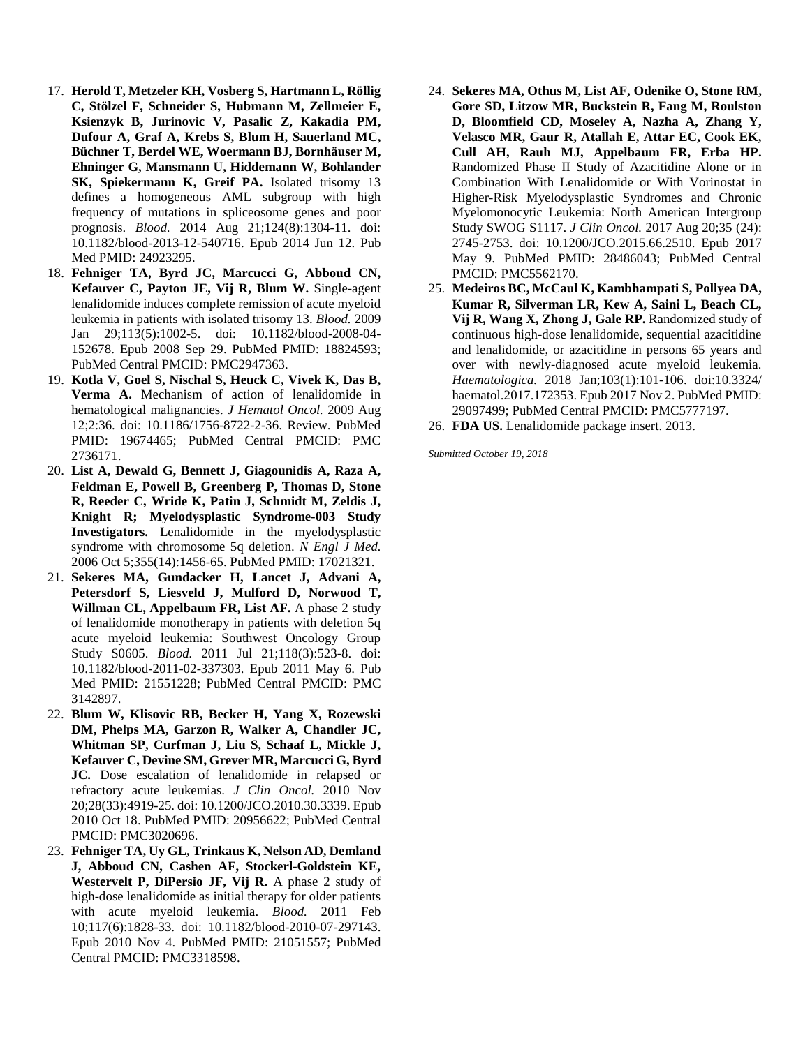17. **Herold T, Metzeler KH, Vosberg S, Hartmann L, Röllig C, Stölzel F, Schneider S, Hubmann M, Zellmeier E, Ksienzyk B, Jurinovic V, Pasalic Z, Kakadia PM, Dufour A, Graf A, Krebs S, Blum H, Sauerland MC, Büchner T, Berdel WE, Woermann BJ, Bornhäuser M, Ehninger G, Mansmann U, Hiddemann W, Bohlander SK, Spiekermann K, Greif PA.** Isolated trisomy 13 defines a homogeneous AML subgroup with high frequency of mutations in spliceosome genes and poor prognosis. *Blood.* 2014 Aug 21;124(8):1304-11. doi: 10.1182/blood-2013-12-540716. Epub 2014 Jun 12. Pub Med PMID: 24923295.
18. **Fehniger TA, Byrd JC, Marcucci G, Abboud CN, Kefauver C, Payton JE, Vij R, Blum W.** Single-agent lenalidomide induces complete remission of acute myeloid leukemia in patients with isolated trisomy 13. *Blood.* 2009 Jan 29;113(5):1002-5. doi: 10.1182/blood-2008-04-152678. Epub 2008 Sep 29. PubMed PMID: 18824593; PubMed Central PMCID: PMC2947363.
19. **Kotla V, Goel S, Nischal S, Heuck C, Vivek K, Das B, Verma A.** Mechanism of action of lenalidomide in hematological malignancies. *J Hematol Oncol.* 2009 Aug 12;2:36. doi: 10.1186/1756-8722-2-36. Review. PubMed PMID: 19674465; PubMed Central PMCID: PMC 2736171.
20. **List A, Dewald G, Bennett J, Giagounidis A, Raza A, Feldman E, Powell B, Greenberg P, Thomas D, Stone R, Reeder C, Wride K, Patin J, Schmidt M, Zeldis J, Knight R; Myelodysplastic Syndrome-003 Study Investigators.** Lenalidomide in the myelodysplastic syndrome with chromosome 5q deletion. *N Engl J Med.* 2006 Oct 5;355(14):1456-65. PubMed PMID: 17021321.
21. **Sekeres MA, Gundacker H, Lancet J, Advani A, Petersdorf S, Liesveld J, Mulford D, Norwood T, Willman CL, Appelbaum FR, List AF.** A phase 2 study of lenalidomide monotherapy in patients with deletion 5q acute myeloid leukemia: Southwest Oncology Group Study S0605. *Blood.* 2011 Jul 21;118(3):523-8. doi: 10.1182/blood-2011-02-337303. Epub 2011 May 6. Pub Med PMID: 21551228; PubMed Central PMCID: PMC 3142897.
22. **Blum W, Klisovic RB, Becker H, Yang X, Rozewski DM, Phelps MA, Garzon R, Walker A, Chandler JC, Whitman SP, Curfman J, Liu S, Schaaf L, Mickle J, Kefauver C, Devine SM, Grever MR, Marcucci G, Byrd JC.** Dose escalation of lenalidomide in relapsed or refractory acute leukemias. *J Clin Oncol.* 2010 Nov 20;28(33):4919-25. doi: 10.1200/JCO.2010.30.3339. Epub 2010 Oct 18. PubMed PMID: 20956622; PubMed Central PMCID: PMC3020696.
23. **Fehniger TA, Uy GL, Trinkaus K, Nelson AD, Demland J, Abboud CN, Cashen AF, Stockerl-Goldstein KE, Westervelt P, DiPersio JF, Vij R.** A phase 2 study of high-dose lenalidomide as initial therapy for older patients with acute myeloid leukemia. *Blood.* 2011 Feb 10;117(6):1828-33. doi: 10.1182/blood-2010-07-297143. Epub 2010 Nov 4. PubMed PMID: 21051557; PubMed Central PMCID: PMC3318598.
24. **Sekeres MA, Othus M, List AF, Odenike O, Stone RM, Gore SD, Litzow MR, Buckstein R, Fang M, Roulston D, Bloomfield CD, Moseley A, Nazha A, Zhang Y, Velasco MR, Gaur R, Atallah E, Attar EC, Cook EK, Cull AH, Rauh MJ, Appelbaum FR, Erba HP.** Randomized Phase II Study of Azacitidine Alone or in Combination With Lenalidomide or With Vorinostat in Higher-Risk Myelodysplastic Syndromes and Chronic Myelomonocytic Leukemia: North American Intergroup Study SWOG S1117. *J Clin Oncol.* 2017 Aug 20;35 (24): 2745-2753. doi: 10.1200/JCO.2015.66.2510. Epub 2017 May 9. PubMed PMID: 28486043; PubMed Central PMCID: PMC5562170.
25. **Medeiros BC, McCaul K, Kambhampati S, Pollyea DA, Kumar R, Silverman LR, Kew A, Saini L, Beach CL, Vij R, Wang X, Zhong J, Gale RP.** Randomized study of continuous high-dose lenalidomide, sequential azacitidine and lenalidomide, or azacitidine in persons 65 years and over with newly-diagnosed acute myeloid leukemia. *Haematologica.* 2018 Jan;103(1):101-106. doi:10.3324/ haematol.2017.172353. Epub 2017 Nov 2. PubMed PMID: 29097499; PubMed Central PMCID: PMC5777197.
26. **FDA US.** Lenalidomide package insert. 2013.

*Submitted October 19, 2018*